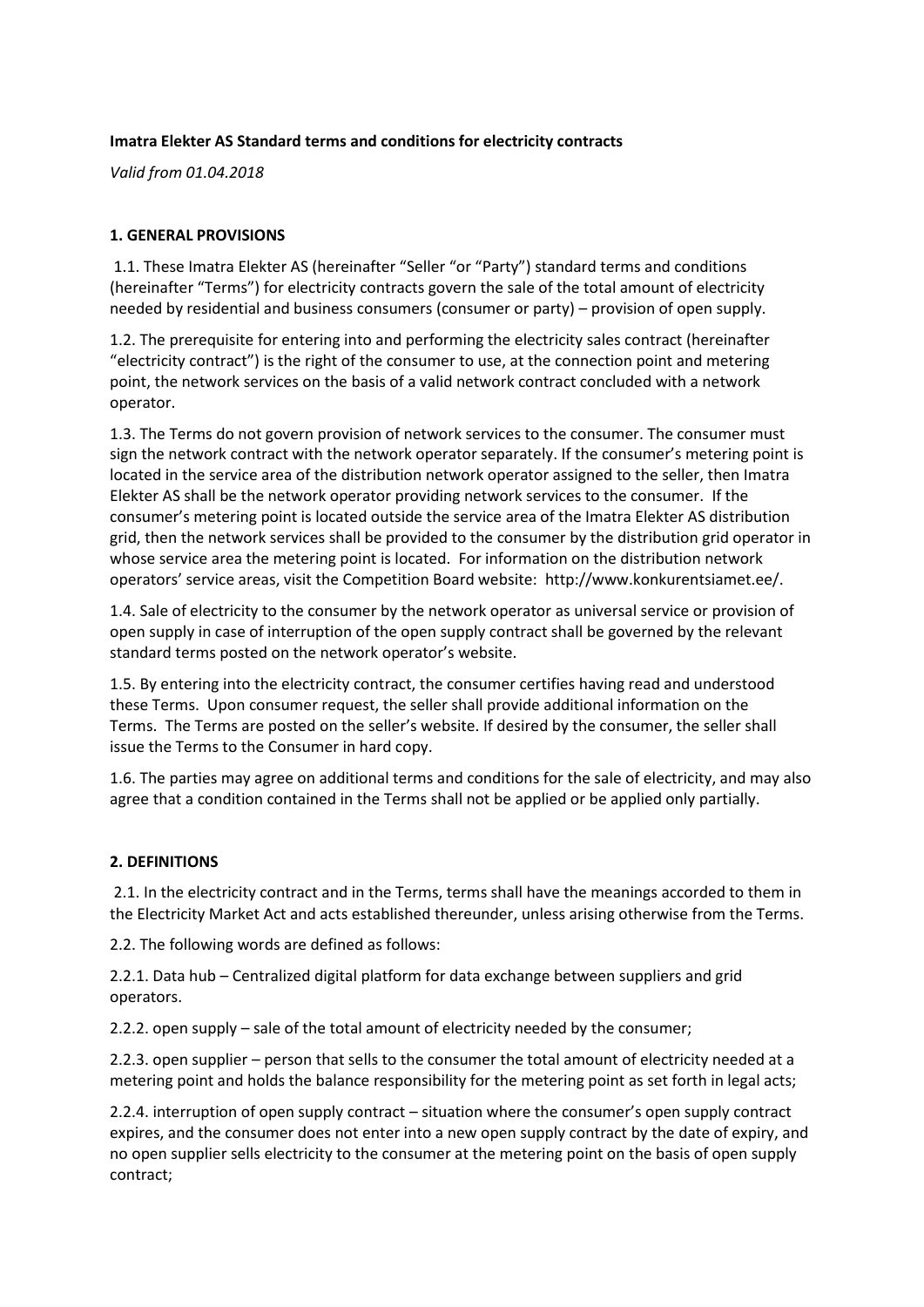**Imatra Elekter AS Standard terms and conditions for electricity contracts**

*Valid from 01.04.2018*

## 1. GENERAL PROVISIONS

1.1. These Imatra Elekter AS (hereinafter "Seller "or "Party") standard terms and conditions (hereinafter "Terms") for electricity contracts govern the sale of the total amount of electricity needed by residential and business consumers (consumer or party) – provision of open supply.

1.2. The prerequisite for entering into and performing the electricity sales contract (hereinafter "electricity contract") is the right of the consumer to use, at the connection point and metering point, the network services on the basis of a valid network contract concluded with a network operator.

1.3. The Terms do not govern provision of network services to the consumer. The consumer must sign the network contract with the network operator separately. If the consumer's metering point is located in the service area of the distribution network operator assigned to the seller, then Imatra Elekter AS shall be the network operator providing network services to the consumer. If the consumer's metering point is located outside the service area of the Imatra Elekter AS distribution grid, then the network services shall be provided to the consumer by the distribution grid operator in whose service area the metering point is located. For information on the distribution network operators' service areas, visit the Competition Board website: http://www.konkurentsiamet.ee/.

1.4. Sale of electricity to the consumer by the network operator as universal service or provision of open supply in case of interruption of the open supply contract shall be governed by the relevant standard terms posted on the network operator's website.

1.5. By entering into the electricity contract, the consumer certifies having read and understood these Terms. Upon consumer request, the seller shall provide additional information on the Terms. The Terms are posted on the seller's website. If desired by the consumer, the seller shall issue the Terms to the Consumer in hard copy.

1.6. The parties may agree on additional terms and conditions for the sale of electricity, and may also agree that a condition contained in the Terms shall not be applied or be applied only partially.

## 2. DEFINITIONS

2.1. In the electricity contract and in the Terms, terms shall have the meanings accorded to them in the Electricity Market Act and acts established thereunder, unless arising otherwise from the Terms.

2.2. The following words are defined as follows:

2.2.1. Data hub – Centralized digital platform for data exchange between suppliers and grid operators.

2.2.2. open supply – sale of the total amount of electricity needed by the consumer;

2.2.3. open supplier – person that sells to the consumer the total amount of electricity needed at a metering point and holds the balance responsibility for the metering point as set forth in legal acts;

2.2.4. interruption of open supply contract – situation where the consumer's open supply contract expires, and the consumer does not enter into a new open supply contract by the date of expiry, and no open supplier sells electricity to the consumer at the metering point on the basis of open supply contract;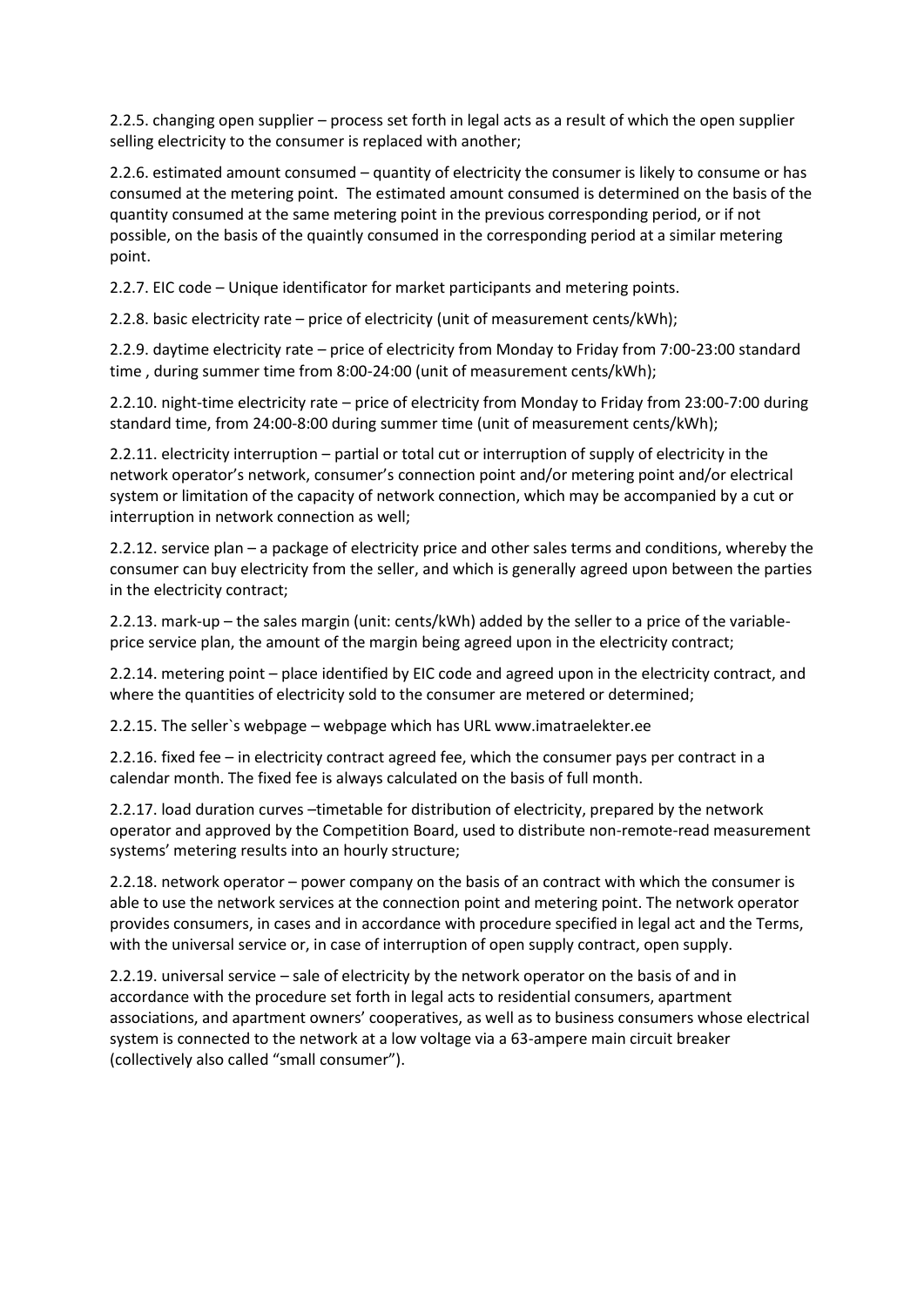2.2.5. changing open supplier – process set forth in legal acts as a result of which the open supplier selling electricity to the consumer is replaced with another;

2.2.6. estimated amount consumed – quantity of electricity the consumer is likely to consume or has consumed at the metering point. The estimated amount consumed is determined on the basis of the quantity consumed at the same metering point in the previous corresponding period, or if not possible, on the basis of the quaintly consumed in the corresponding period at a similar metering point.

2.2.7. EIC code – Unique identificator for market participants and metering points.

2.2.8. basic electricity rate – price of electricity (unit of measurement cents/kWh);

2.2.9. daytime electricity rate – price of electricity from Monday to Friday from 7:00-23:00 standard time , during summer time from 8:00-24:00 (unit of measurement cents/kWh);

2.2.10. night-time electricity rate – price of electricity from Monday to Friday from 23:00-7:00 during standard time, from 24:00-8:00 during summer time (unit of measurement cents/kWh);

2.2.11. electricity interruption – partial or total cut or interruption of supply of electricity in the network operator's network, consumer's connection point and/or metering point and/or electrical system or limitation of the capacity of network connection, which may be accompanied by a cut or interruption in network connection as well;

2.2.12. service plan – a package of electricity price and other sales terms and conditions, whereby the consumer can buy electricity from the seller, and which is generally agreed upon between the parties in the electricity contract;

2.2.13. mark-up – the sales margin (unit: cents/kWh) added by the seller to a price of the variable-price service plan, the amount of the margin being agreed upon in the electricity contract;

2.2.14. metering point – place identified by EIC code and agreed upon in the electricity contract, and where the quantities of electricity sold to the consumer are metered or determined;

2.2.15. The seller`s webpage – webpage which has URL www.imatraelekter.ee

2.2.16. fixed fee – in electricity contract agreed fee, which the consumer pays per contract in a calendar month. The fixed fee is always calculated on the basis of full month.

2.2.17. load duration curves –timetable for distribution of electricity, prepared by the network operator and approved by the Competition Board, used to distribute non-remote-read measurement systems' metering results into an hourly structure;

2.2.18. network operator – power company on the basis of an contract with which the consumer is able to use the network services at the connection point and metering point. The network operator provides consumers, in cases and in accordance with procedure specified in legal act and the Terms, with the universal service or, in case of interruption of open supply contract, open supply.

2.2.19. universal service – sale of electricity by the network operator on the basis of and in accordance with the procedure set forth in legal acts to residential consumers, apartment associations, and apartment owners' cooperatives, as well as to business consumers whose electrical system is connected to the network at a low voltage via a 63-ampere main circuit breaker (collectively also called "small consumer").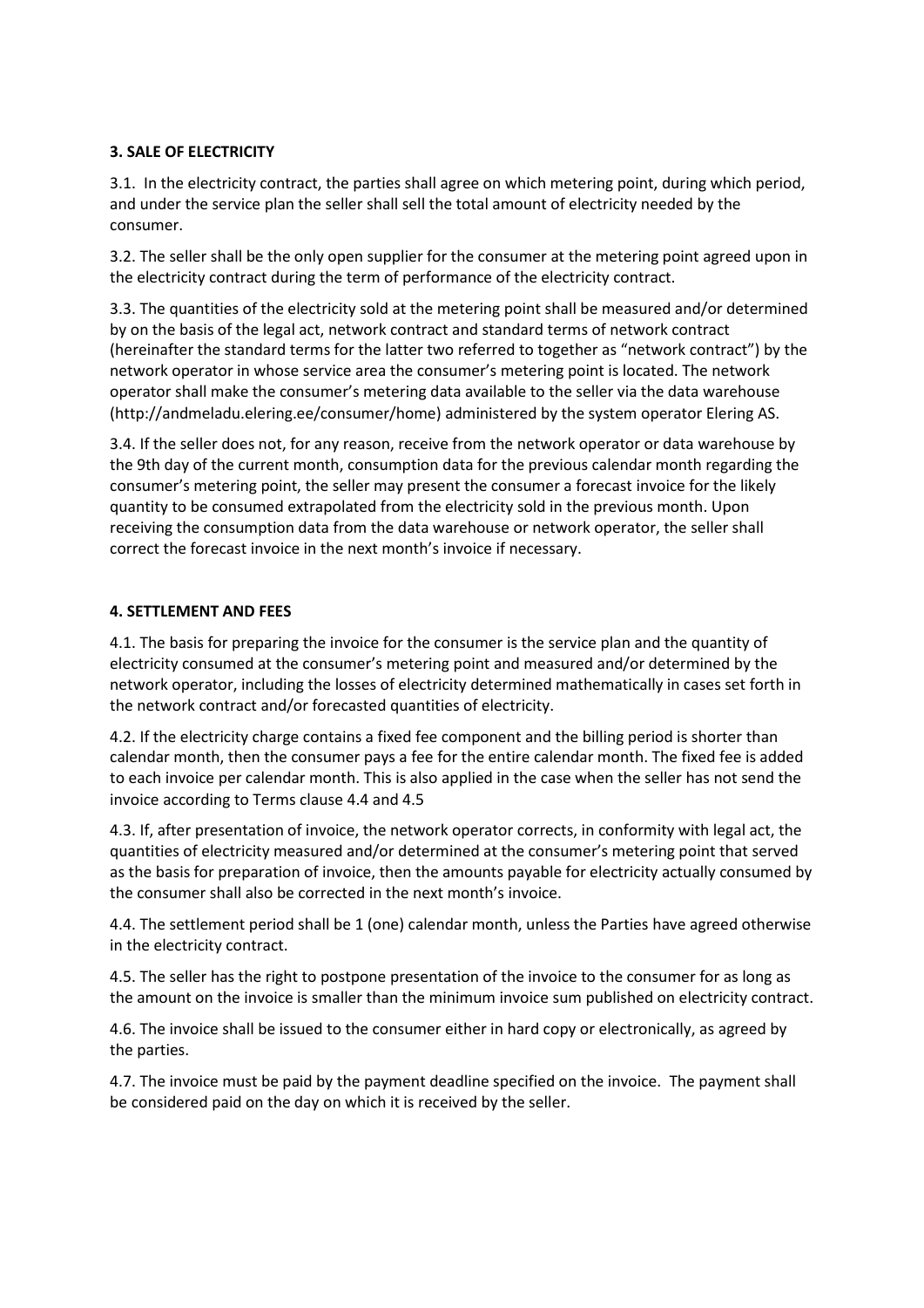**3. SALE OF ELECTRICITY**

3.1. In the electricity contract, the parties shall agree on which metering point, during which period, and under the service plan the seller shall sell the total amount of electricity needed by the consumer.

3.2. The seller shall be the only open supplier for the consumer at the metering point agreed upon in the electricity contract during the term of performance of the electricity contract.

3.3. The quantities of the electricity sold at the metering point shall be measured and/or determined by on the basis of the legal act, network contract and standard terms of network contract (hereinafter the standard terms for the latter two referred to together as "network contract") by the network operator in whose service area the consumer's metering point is located. The network operator shall make the consumer's metering data available to the seller via the data warehouse (http://andmeladu.elering.ee/consumer/home) administered by the system operator Elering AS.

3.4. If the seller does not, for any reason, receive from the network operator or data warehouse by the 9th day of the current month, consumption data for the previous calendar month regarding the consumer's metering point, the seller may present the consumer a forecast invoice for the likely quantity to be consumed extrapolated from the electricity sold in the previous month. Upon receiving the consumption data from the data warehouse or network operator, the seller shall correct the forecast invoice in the next month's invoice if necessary.

**4. SETTLEMENT AND FEES**

4.1. The basis for preparing the invoice for the consumer is the service plan and the quantity of electricity consumed at the consumer's metering point and measured and/or determined by the network operator, including the losses of electricity determined mathematically in cases set forth in the network contract and/or forecasted quantities of electricity.

4.2. If the electricity charge contains a fixed fee component and the billing period is shorter than calendar month, then the consumer pays a fee for the entire calendar month. The fixed fee is added to each invoice per calendar month. This is also applied in the case when the seller has not send the invoice according to Terms clause 4.4 and 4.5

4.3. If, after presentation of invoice, the network operator corrects, in conformity with legal act, the quantities of electricity measured and/or determined at the consumer's metering point that served as the basis for preparation of invoice, then the amounts payable for electricity actually consumed by the consumer shall also be corrected in the next month's invoice.

4.4. The settlement period shall be 1 (one) calendar month, unless the Parties have agreed otherwise in the electricity contract.

4.5. The seller has the right to postpone presentation of the invoice to the consumer for as long as the amount on the invoice is smaller than the minimum invoice sum published on electricity contract.

4.6. The invoice shall be issued to the consumer either in hard copy or electronically, as agreed by the parties.

4.7. The invoice must be paid by the payment deadline specified on the invoice. The payment shall be considered paid on the day on which it is received by the seller.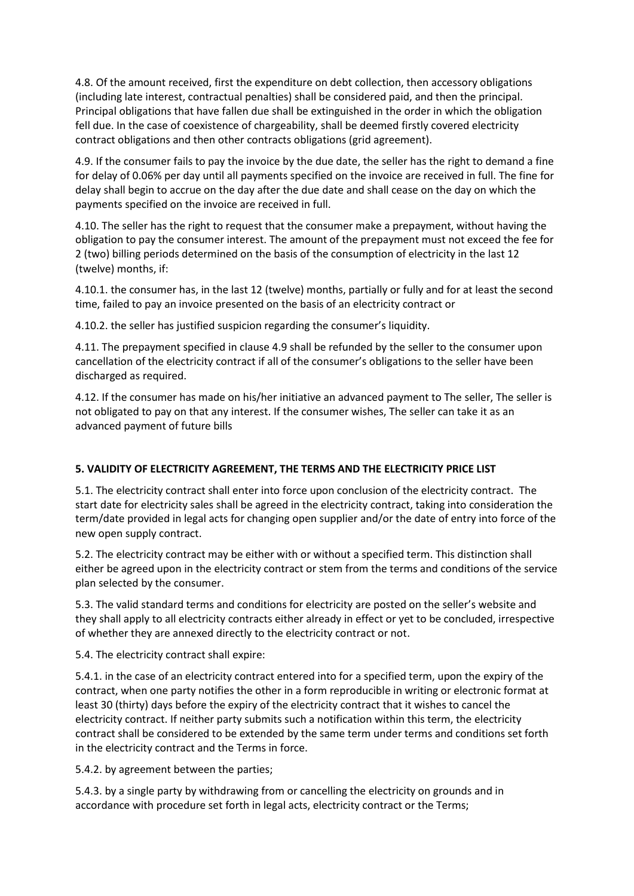4.8. Of the amount received, first the expenditure on debt collection, then accessory obligations (including late interest, contractual penalties) shall be considered paid, and then the principal. Principal obligations that have fallen due shall be extinguished in the order in which the obligation fell due. In the case of coexistence of chargeability, shall be deemed firstly covered electricity contract obligations and then other contracts obligations (grid agreement).

4.9. If the consumer fails to pay the invoice by the due date, the seller has the right to demand a fine for delay of 0.06% per day until all payments specified on the invoice are received in full. The fine for delay shall begin to accrue on the day after the due date and shall cease on the day on which the payments specified on the invoice are received in full.

4.10. The seller has the right to request that the consumer make a prepayment, without having the obligation to pay the consumer interest. The amount of the prepayment must not exceed the fee for 2 (two) billing periods determined on the basis of the consumption of electricity in the last 12 (twelve) months, if:

4.10.1. the consumer has, in the last 12 (twelve) months, partially or fully and for at least the second time, failed to pay an invoice presented on the basis of an electricity contract or

4.10.2. the seller has justified suspicion regarding the consumer's liquidity.

4.11. The prepayment specified in clause 4.9 shall be refunded by the seller to the consumer upon cancellation of the electricity contract if all of the consumer's obligations to the seller have been discharged as required.

4.12. If the consumer has made on his/her initiative an advanced payment to The seller, The seller is not obligated to pay on that any interest. If the consumer wishes, The seller can take it as an advanced payment of future bills

## 5. VALIDITY OF ELECTRICITY AGREEMENT, THE TERMS AND THE ELECTRICITY PRICE LIST

5.1. The electricity contract shall enter into force upon conclusion of the electricity contract. The start date for electricity sales shall be agreed in the electricity contract, taking into consideration the term/date provided in legal acts for changing open supplier and/or the date of entry into force of the new open supply contract.

5.2. The electricity contract may be either with or without a specified term. This distinction shall either be agreed upon in the electricity contract or stem from the terms and conditions of the service plan selected by the consumer.

5.3. The valid standard terms and conditions for electricity are posted on the seller's website and they shall apply to all electricity contracts either already in effect or yet to be concluded, irrespective of whether they are annexed directly to the electricity contract or not.

5.4. The electricity contract shall expire:

5.4.1. in the case of an electricity contract entered into for a specified term, upon the expiry of the contract, when one party notifies the other in a form reproducible in writing or electronic format at least 30 (thirty) days before the expiry of the electricity contract that it wishes to cancel the electricity contract. If neither party submits such a notification within this term, the electricity contract shall be considered to be extended by the same term under terms and conditions set forth in the electricity contract and the Terms in force.

5.4.2. by agreement between the parties;

5.4.3. by a single party by withdrawing from or cancelling the electricity on grounds and in accordance with procedure set forth in legal acts, electricity contract or the Terms;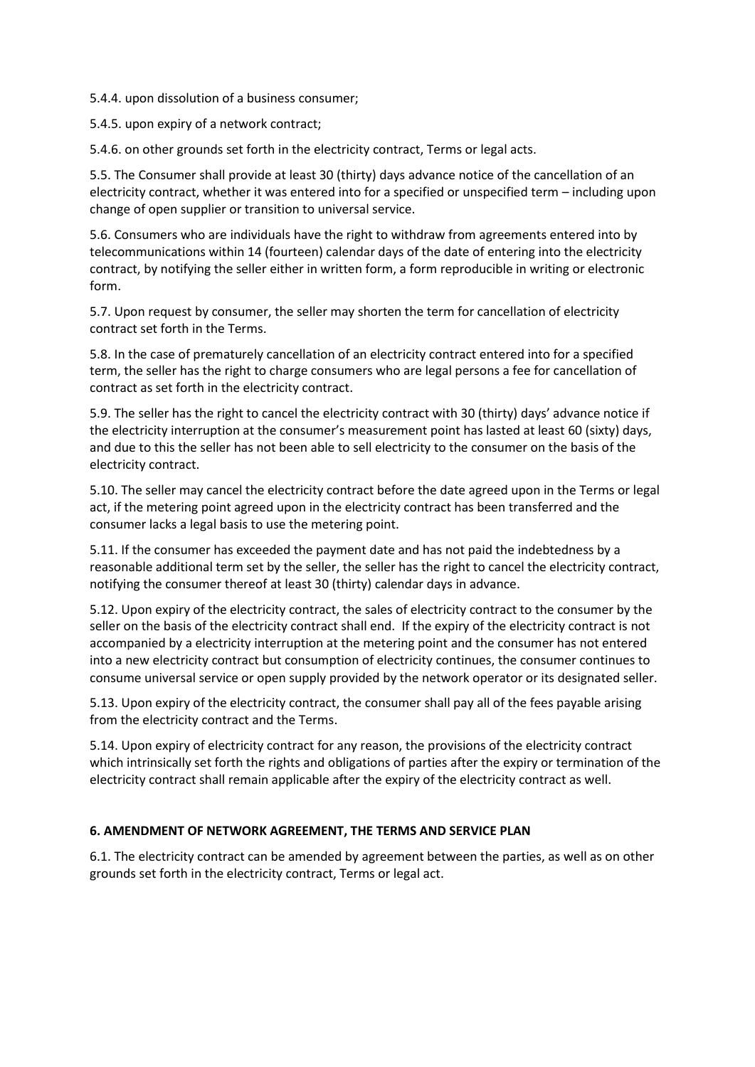5.4.4. upon dissolution of a business consumer;

5.4.5. upon expiry of a network contract;

5.4.6. on other grounds set forth in the electricity contract, Terms or legal acts.

5.5. The Consumer shall provide at least 30 (thirty) days advance notice of the cancellation of an electricity contract, whether it was entered into for a specified or unspecified term – including upon change of open supplier or transition to universal service.

5.6. Consumers who are individuals have the right to withdraw from agreements entered into by telecommunications within 14 (fourteen) calendar days of the date of entering into the electricity contract, by notifying the seller either in written form, a form reproducible in writing or electronic form.

5.7. Upon request by consumer, the seller may shorten the term for cancellation of electricity contract set forth in the Terms.

5.8. In the case of prematurely cancellation of an electricity contract entered into for a specified term, the seller has the right to charge consumers who are legal persons a fee for cancellation of contract as set forth in the electricity contract.

5.9. The seller has the right to cancel the electricity contract with 30 (thirty) days' advance notice if the electricity interruption at the consumer's measurement point has lasted at least 60 (sixty) days, and due to this the seller has not been able to sell electricity to the consumer on the basis of the electricity contract.

5.10. The seller may cancel the electricity contract before the date agreed upon in the Terms or legal act, if the metering point agreed upon in the electricity contract has been transferred and the consumer lacks a legal basis to use the metering point.

5.11. If the consumer has exceeded the payment date and has not paid the indebtedness by a reasonable additional term set by the seller, the seller has the right to cancel the electricity contract, notifying the consumer thereof at least 30 (thirty) calendar days in advance.

5.12. Upon expiry of the electricity contract, the sales of electricity contract to the consumer by the seller on the basis of the electricity contract shall end. If the expiry of the electricity contract is not accompanied by a electricity interruption at the metering point and the consumer has not entered into a new electricity contract but consumption of electricity continues, the consumer continues to consume universal service or open supply provided by the network operator or its designated seller.

5.13. Upon expiry of the electricity contract, the consumer shall pay all of the fees payable arising from the electricity contract and the Terms.

5.14. Upon expiry of electricity contract for any reason, the provisions of the electricity contract which intrinsically set forth the rights and obligations of parties after the expiry or termination of the electricity contract shall remain applicable after the expiry of the electricity contract as well.

## 6. AMENDMENT OF NETWORK AGREEMENT, THE TERMS AND SERVICE PLAN

6.1. The electricity contract can be amended by agreement between the parties, as well as on other grounds set forth in the electricity contract, Terms or legal act.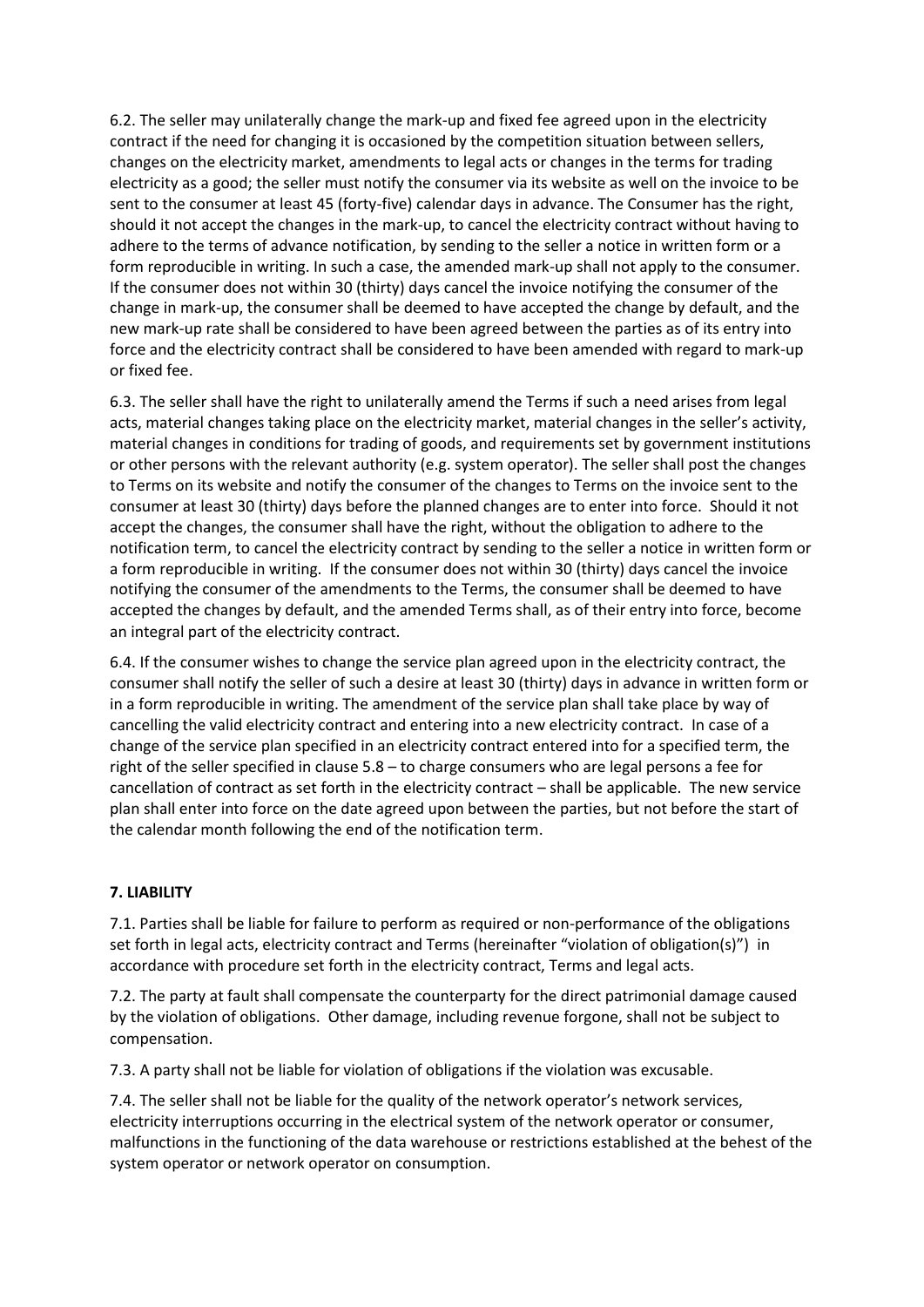6.2. The seller may unilaterally change the mark-up and fixed fee agreed upon in the electricity contract if the need for changing it is occasioned by the competition situation between sellers, changes on the electricity market, amendments to legal acts or changes in the terms for trading electricity as a good; the seller must notify the consumer via its website as well on the invoice to be sent to the consumer at least 45 (forty-five) calendar days in advance. The Consumer has the right, should it not accept the changes in the mark-up, to cancel the electricity contract without having to adhere to the terms of advance notification, by sending to the seller a notice in written form or a form reproducible in writing. In such a case, the amended mark-up shall not apply to the consumer. If the consumer does not within 30 (thirty) days cancel the invoice notifying the consumer of the change in mark-up, the consumer shall be deemed to have accepted the change by default, and the new mark-up rate shall be considered to have been agreed between the parties as of its entry into force and the electricity contract shall be considered to have been amended with regard to mark-up or fixed fee.

6.3. The seller shall have the right to unilaterally amend the Terms if such a need arises from legal acts, material changes taking place on the electricity market, material changes in the seller's activity, material changes in conditions for trading of goods, and requirements set by government institutions or other persons with the relevant authority (e.g. system operator). The seller shall post the changes to Terms on its website and notify the consumer of the changes to Terms on the invoice sent to the consumer at least 30 (thirty) days before the planned changes are to enter into force. Should it not accept the changes, the consumer shall have the right, without the obligation to adhere to the notification term, to cancel the electricity contract by sending to the seller a notice in written form or a form reproducible in writing. If the consumer does not within 30 (thirty) days cancel the invoice notifying the consumer of the amendments to the Terms, the consumer shall be deemed to have accepted the changes by default, and the amended Terms shall, as of their entry into force, become an integral part of the electricity contract.

6.4. If the consumer wishes to change the service plan agreed upon in the electricity contract, the consumer shall notify the seller of such a desire at least 30 (thirty) days in advance in written form or in a form reproducible in writing. The amendment of the service plan shall take place by way of cancelling the valid electricity contract and entering into a new electricity contract. In case of a change of the service plan specified in an electricity contract entered into for a specified term, the right of the seller specified in clause 5.8 – to charge consumers who are legal persons a fee for cancellation of contract as set forth in the electricity contract – shall be applicable. The new service plan shall enter into force on the date agreed upon between the parties, but not before the start of the calendar month following the end of the notification term.

## 7. LIABILITY

7.1. Parties shall be liable for failure to perform as required or non-performance of the obligations set forth in legal acts, electricity contract and Terms (hereinafter "violation of obligation(s)") in accordance with procedure set forth in the electricity contract, Terms and legal acts.

7.2. The party at fault shall compensate the counterparty for the direct patrimonial damage caused by the violation of obligations. Other damage, including revenue forgone, shall not be subject to compensation.

7.3. A party shall not be liable for violation of obligations if the violation was excusable.

7.4. The seller shall not be liable for the quality of the network operator's network services, electricity interruptions occurring in the electrical system of the network operator or consumer, malfunctions in the functioning of the data warehouse or restrictions established at the behest of the system operator or network operator on consumption.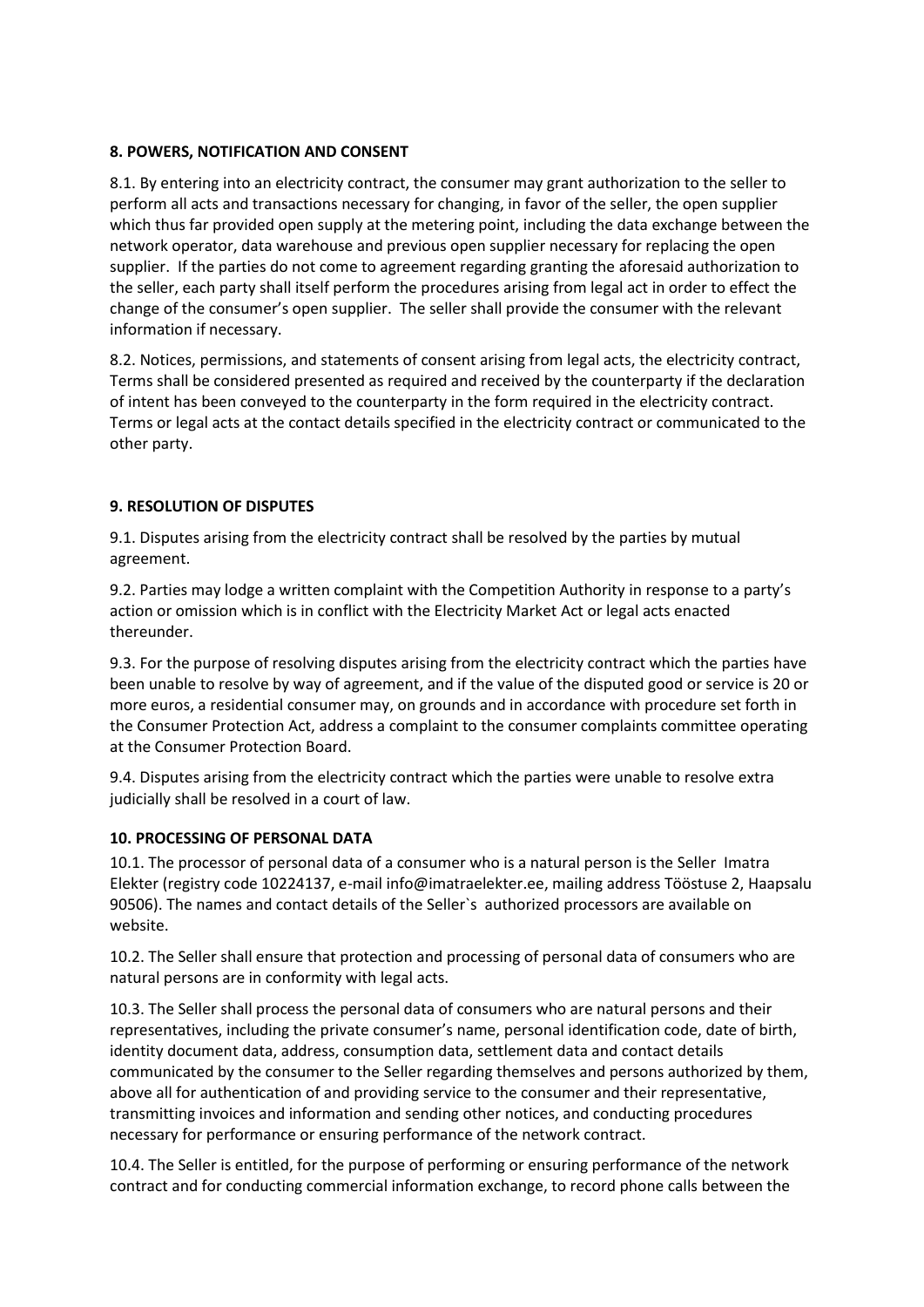**8. POWERS, NOTIFICATION AND CONSENT**

8.1. By entering into an electricity contract, the consumer may grant authorization to the seller to perform all acts and transactions necessary for changing, in favor of the seller, the open supplier which thus far provided open supply at the metering point, including the data exchange between the network operator, data warehouse and previous open supplier necessary for replacing the open supplier. If the parties do not come to agreement regarding granting the aforesaid authorization to the seller, each party shall itself perform the procedures arising from legal act in order to effect the change of the consumer's open supplier. The seller shall provide the consumer with the relevant information if necessary.

8.2. Notices, permissions, and statements of consent arising from legal acts, the electricity contract, Terms shall be considered presented as required and received by the counterparty if the declaration of intent has been conveyed to the counterparty in the form required in the electricity contract. Terms or legal acts at the contact details specified in the electricity contract or communicated to the other party.

**9. RESOLUTION OF DISPUTES**

9.1. Disputes arising from the electricity contract shall be resolved by the parties by mutual agreement.

9.2. Parties may lodge a written complaint with the Competition Authority in response to a party's action or omission which is in conflict with the Electricity Market Act or legal acts enacted thereunder.

9.3. For the purpose of resolving disputes arising from the electricity contract which the parties have been unable to resolve by way of agreement, and if the value of the disputed good or service is 20 or more euros, a residential consumer may, on grounds and in accordance with procedure set forth in the Consumer Protection Act, address a complaint to the consumer complaints committee operating at the Consumer Protection Board.

9.4. Disputes arising from the electricity contract which the parties were unable to resolve extra judicially shall be resolved in a court of law.

**10. PROCESSING OF PERSONAL DATA**

10.1. The processor of personal data of a consumer who is a natural person is the Seller Imatra Elekter (registry code 10224137, e-mail info@imatraelekter.ee, mailing address Tööstuse 2, Haapsalu 90506). The names and contact details of the Seller`s authorized processors are available on website.

10.2. The Seller shall ensure that protection and processing of personal data of consumers who are natural persons are in conformity with legal acts.

10.3. The Seller shall process the personal data of consumers who are natural persons and their representatives, including the private consumer's name, personal identification code, date of birth, identity document data, address, consumption data, settlement data and contact details communicated by the consumer to the Seller regarding themselves and persons authorized by them, above all for authentication of and providing service to the consumer and their representative, transmitting invoices and information and sending other notices, and conducting procedures necessary for performance or ensuring performance of the network contract.

10.4. The Seller is entitled, for the purpose of performing or ensuring performance of the network contract and for conducting commercial information exchange, to record phone calls between the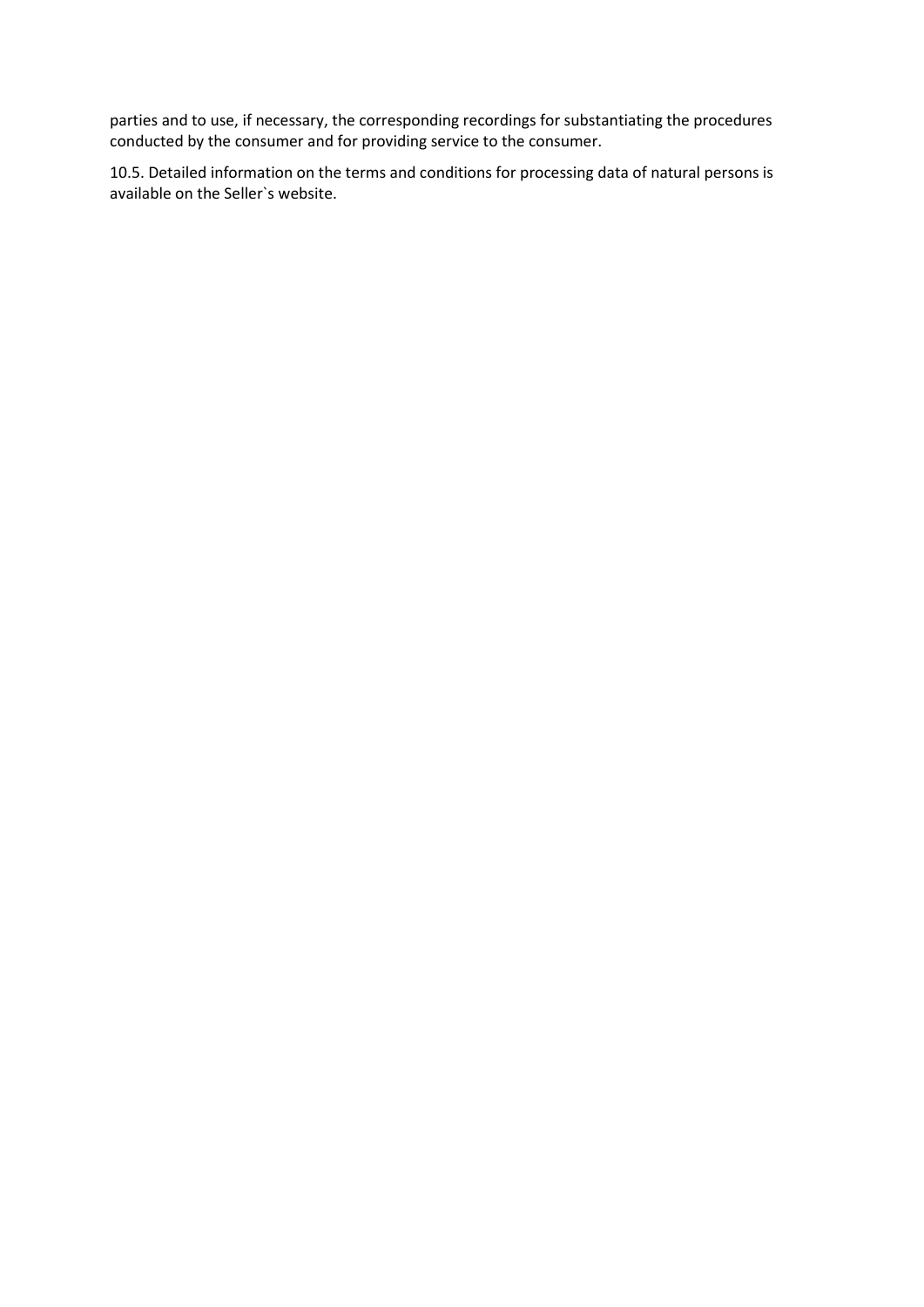parties and to use, if necessary, the corresponding recordings for substantiating the procedures conducted by the consumer and for providing service to the consumer.

10.5. Detailed information on the terms and conditions for processing data of natural persons is available on the Seller`s website.